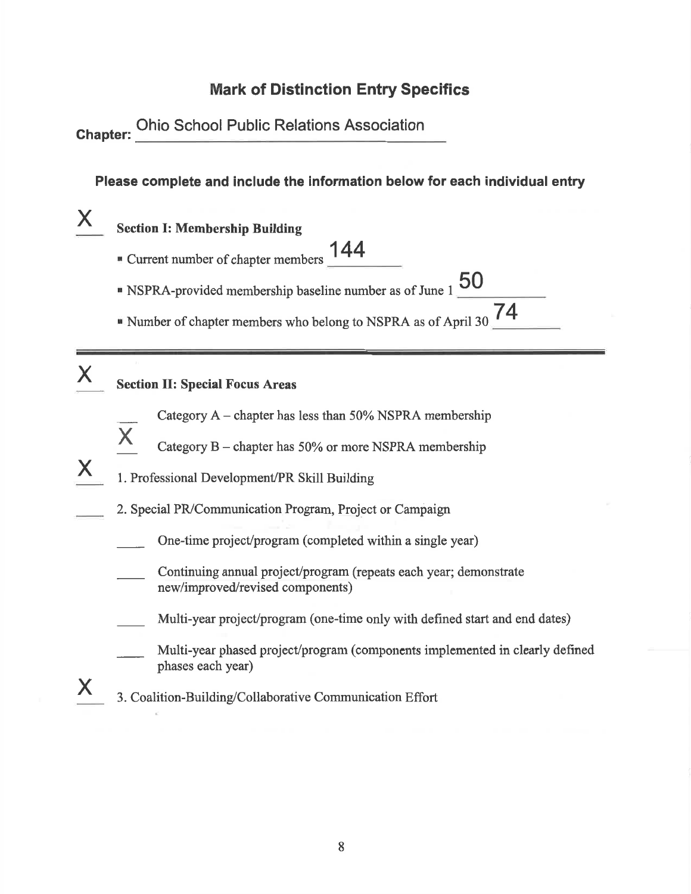## Mark of Distinction Entry Specifics

**Chapter:** Ohio School Public Relations Association

**Please complete and include the information below for each individual entry**

X **Section I: Membership Building**

- Current number of chapter members 144
- NSPRA-provided membership baseline number as of June 1 50
- Number of chapter members who belong to NSPRA as of April 30 74

---

X **Section II: Special Focus Areas**

- ___ Category A – chapter has less than 50% NSPRA membership
- X Category B – chapter has 50% or more NSPRA membership

X 1. Professional Development/PR Skill Building

___ 2. Special PR/Communication Program, Project or Campaign

- ___ One-time project/program (completed within a single year)
- ___ Continuing annual project/program (repeats each year; demonstrate new/improved/revised components)
- ___ Multi-year project/program (one-time only with defined start and end dates)
- ___ Multi-year phased project/program (components implemented in clearly defined phases each year)

X 3. Coalition-Building/Collaborative Communication Effort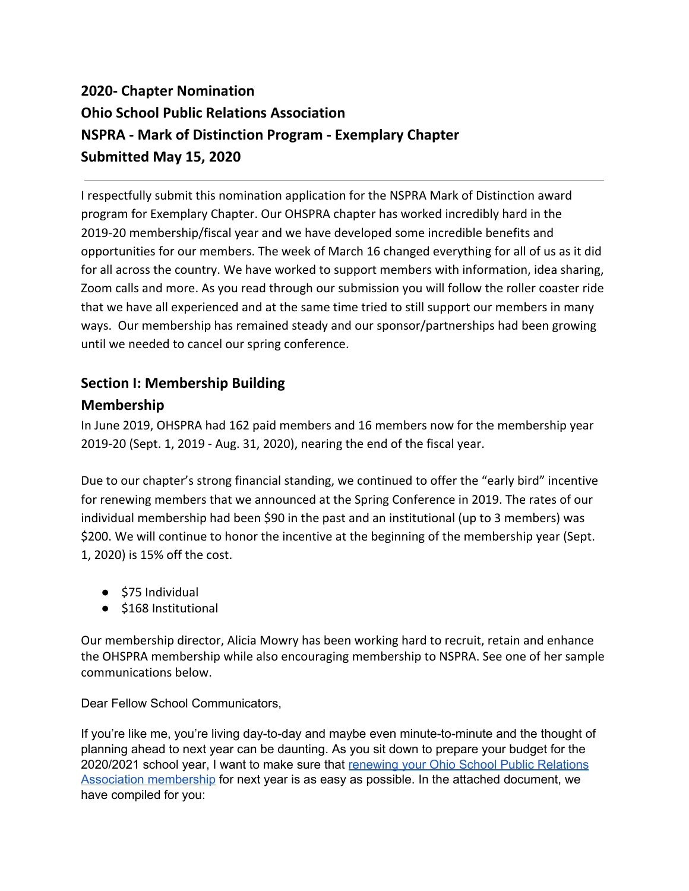## 2020- Chapter Nomination
## Ohio School Public Relations Association
## NSPRA - Mark of Distinction Program - Exemplary Chapter
## Submitted May 15, 2020

---

I respectfully submit this nomination application for the NSPRA Mark of Distinction award program for Exemplary Chapter. Our OHSPRA chapter has worked incredibly hard in the 2019-20 membership/fiscal year and we have developed some incredible benefits and opportunities for our members. The week of March 16 changed everything for all of us as it did for all across the country. We have worked to support members with information, idea sharing, Zoom calls and more. As you read through our submission you will follow the roller coaster ride that we have all experienced and at the same time tried to still support our members in many ways. Our membership has remained steady and our sponsor/partnerships had been growing until we needed to cancel our spring conference.

### Section I: Membership Building

### Membership

In June 2019, OHSPRA had 162 paid members and 16 members now for the membership year 2019-20 (Sept. 1, 2019 - Aug. 31, 2020), nearing the end of the fiscal year.

Due to our chapter's strong financial standing, we continued to offer the "early bird" incentive for renewing members that we announced at the Spring Conference in 2019. The rates of our individual membership had been $90 in the past and an institutional (up to 3 members) was $200. We will continue to honor the incentive at the beginning of the membership year (Sept. 1, 2020) is 15% off the cost.

- $75 Individual
- $168 Institutional

Our membership director, Alicia Mowry has been working hard to recruit, retain and enhance the OHSPRA membership while also encouraging membership to NSPRA. See one of her sample communications below.

Dear Fellow School Communicators,

If you're like me, you're living day-to-day and maybe even minute-to-minute and the thought of planning ahead to next year can be daunting. As you sit down to prepare your budget for the 2020/2021 school year, I want to make sure that renewing your Ohio School Public Relations Association membership for next year is as easy as possible. In the attached document, we have compiled for you: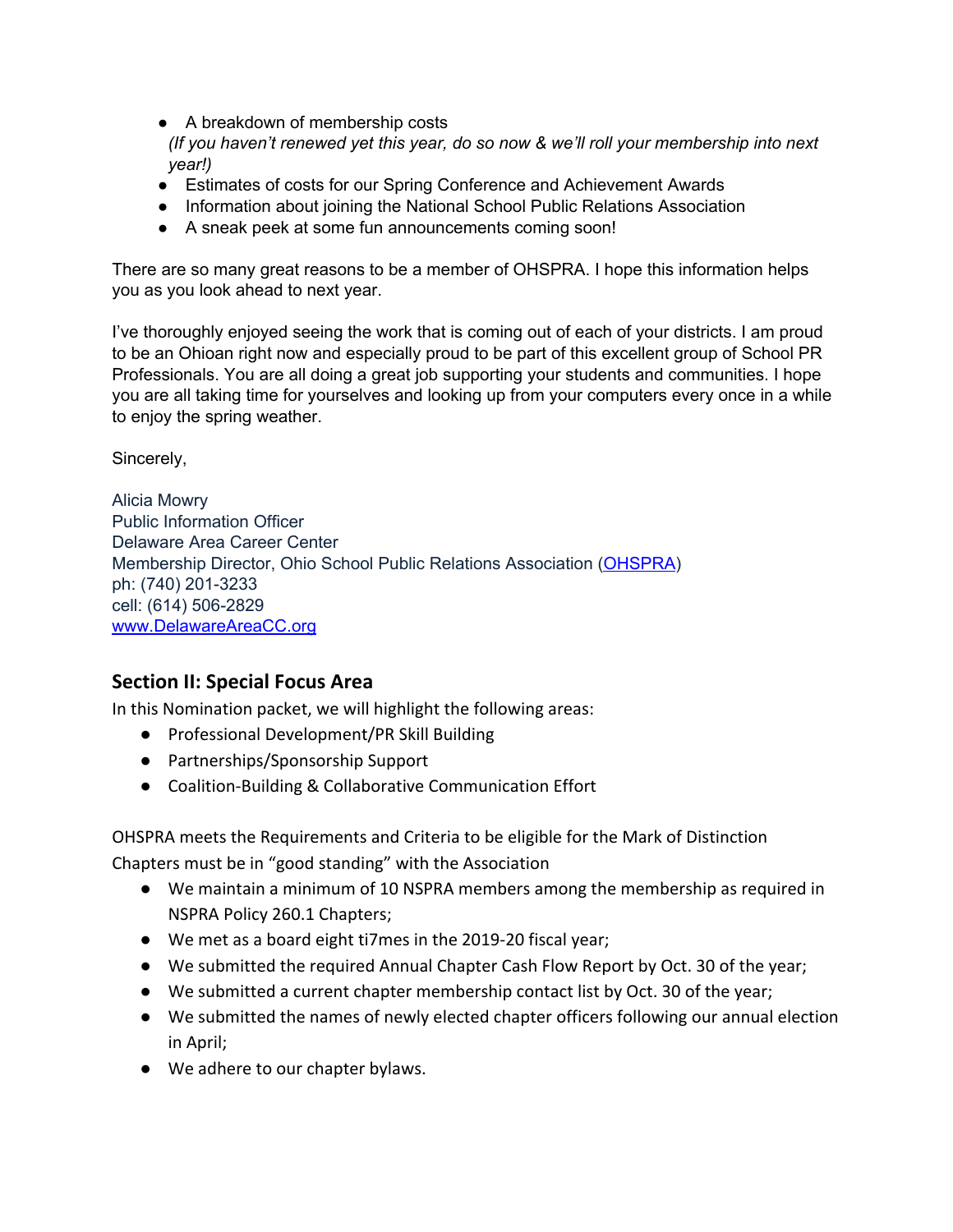- A breakdown of membership costs
  *(If you haven't renewed yet this year, do so now & we'll roll your membership into next year!)*
- Estimates of costs for our Spring Conference and Achievement Awards
- Information about joining the National School Public Relations Association
- A sneak peek at some fun announcements coming soon!

There are so many great reasons to be a member of OHSPRA. I hope this information helps you as you look ahead to next year.

I've thoroughly enjoyed seeing the work that is coming out of each of your districts. I am proud to be an Ohioan right now and especially proud to be part of this excellent group of School PR Professionals. You are all doing a great job supporting your students and communities. I hope you are all taking time for yourselves and looking up from your computers every once in a while to enjoy the spring weather.

Sincerely,

Alicia Mowry
Public Information Officer
Delaware Area Career Center
Membership Director, Ohio School Public Relations Association (OHSPRA)
ph: (740) 201-3233
cell: (614) 506-2829
www.DelawareAreaCC.org

## Section II: Special Focus Area

In this Nomination packet, we will highlight the following areas:

- Professional Development/PR Skill Building
- Partnerships/Sponsorship Support
- Coalition-Building & Collaborative Communication Effort

OHSPRA meets the Requirements and Criteria to be eligible for the Mark of Distinction
Chapters must be in "good standing" with the Association

- We maintain a minimum of 10 NSPRA members among the membership as required in NSPRA Policy 260.1 Chapters;
- We met as a board eight ti7mes in the 2019-20 fiscal year;
- We submitted the required Annual Chapter Cash Flow Report by Oct. 30 of the year;
- We submitted a current chapter membership contact list by Oct. 30 of the year;
- We submitted the names of newly elected chapter officers following our annual election in April;
- We adhere to our chapter bylaws.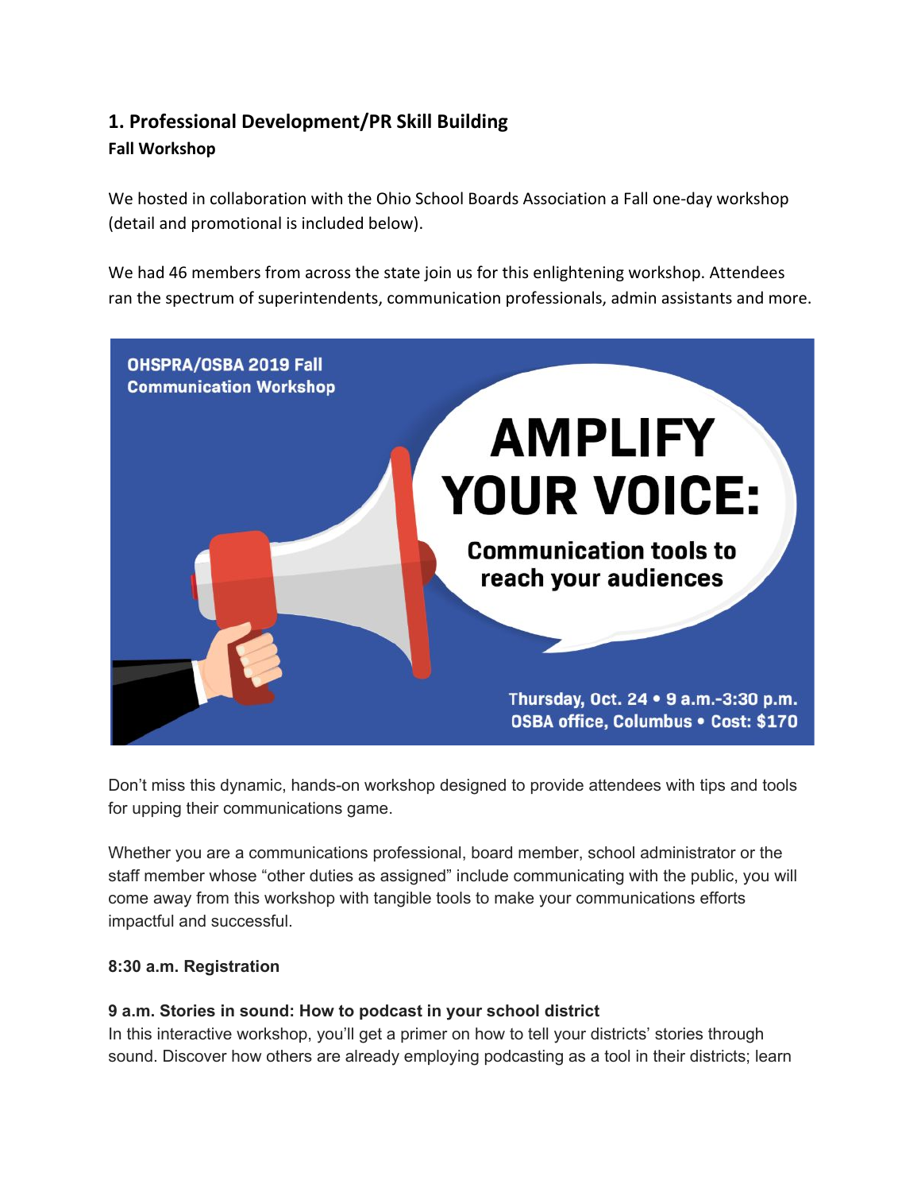## 1. Professional Development/PR Skill Building

### Fall Workshop

We hosted in collaboration with the Ohio School Boards Association a Fall one-day workshop (detail and promotional is included below).

We had 46 members from across the state join us for this enlightening workshop. Attendees ran the spectrum of superintendents, communication professionals, admin assistants and more.

OHSPRA/OSBA 2019 Fall Communication Workshop

AMPLIFY YOUR VOICE:

Communication tools to reach your audiences

Thursday, Oct. 24 • 9 a.m.-3:30 p.m.
OSBA office, Columbus • Cost: $170

Don't miss this dynamic, hands-on workshop designed to provide attendees with tips and tools for upping their communications game.

Whether you are a communications professional, board member, school administrator or the staff member whose "other duties as assigned" include communicating with the public, you will come away from this workshop with tangible tools to make your communications efforts impactful and successful.

**8:30 a.m. Registration**

**9 a.m. Stories in sound: How to podcast in your school district**
In this interactive workshop, you'll get a primer on how to tell your districts' stories through sound. Discover how others are already employing podcasting as a tool in their districts; learn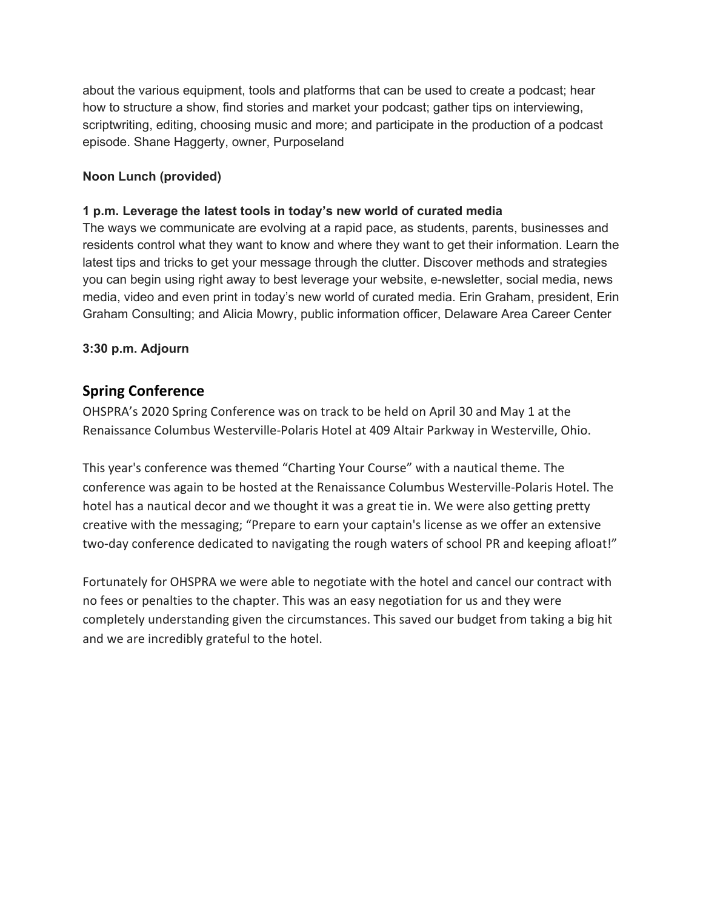about the various equipment, tools and platforms that can be used to create a podcast; hear how to structure a show, find stories and market your podcast; gather tips on interviewing, scriptwriting, editing, choosing music and more; and participate in the production of a podcast episode. Shane Haggerty, owner, Purposeland

**Noon Lunch (provided)**

**1 p.m. Leverage the latest tools in today's new world of curated media**
The ways we communicate are evolving at a rapid pace, as students, parents, businesses and residents control what they want to know and where they want to get their information. Learn the latest tips and tricks to get your message through the clutter. Discover methods and strategies you can begin using right away to best leverage your website, e-newsletter, social media, news media, video and even print in today's new world of curated media. Erin Graham, president, Erin Graham Consulting; and Alicia Mowry, public information officer, Delaware Area Career Center

**3:30 p.m. Adjourn**

## Spring Conference

OHSPRA's 2020 Spring Conference was on track to be held on April 30 and May 1 at the Renaissance Columbus Westerville-Polaris Hotel at 409 Altair Parkway in Westerville, Ohio.

This year's conference was themed "Charting Your Course" with a nautical theme. The conference was again to be hosted at the Renaissance Columbus Westerville-Polaris Hotel. The hotel has a nautical decor and we thought it was a great tie in. We were also getting pretty creative with the messaging; "Prepare to earn your captain's license as we offer an extensive two-day conference dedicated to navigating the rough waters of school PR and keeping afloat!"

Fortunately for OHSPRA we were able to negotiate with the hotel and cancel our contract with no fees or penalties to the chapter. This was an easy negotiation for us and they were completely understanding given the circumstances. This saved our budget from taking a big hit and we are incredibly grateful to the hotel.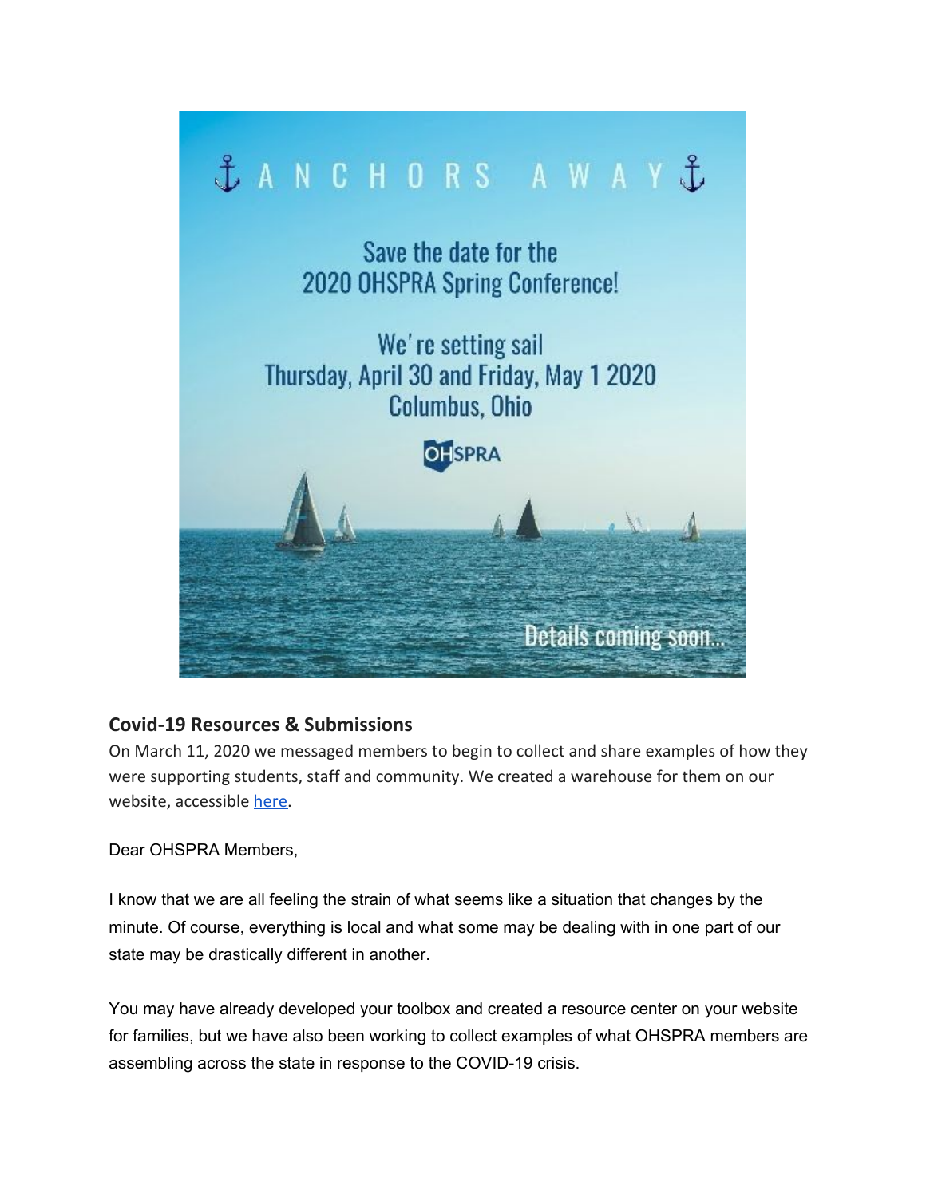⚓ ANCHORS AWAY ⚓

Save the date for the
2020 OHSPRA Spring Conference!

We're setting sail
Thursday, April 30 and Friday, May 1 2020
Columbus, Ohio

OHSPRA

Details coming soon...

## Covid-19 Resources & Submissions

On March 11, 2020 we messaged members to begin to collect and share examples of how they were supporting students, staff and community. We created a warehouse for them on our website, accessible here.

Dear OHSPRA Members,

I know that we are all feeling the strain of what seems like a situation that changes by the minute. Of course, everything is local and what some may be dealing with in one part of our state may be drastically different in another.

You may have already developed your toolbox and created a resource center on your website for families, but we have also been working to collect examples of what OHSPRA members are assembling across the state in response to the COVID-19 crisis.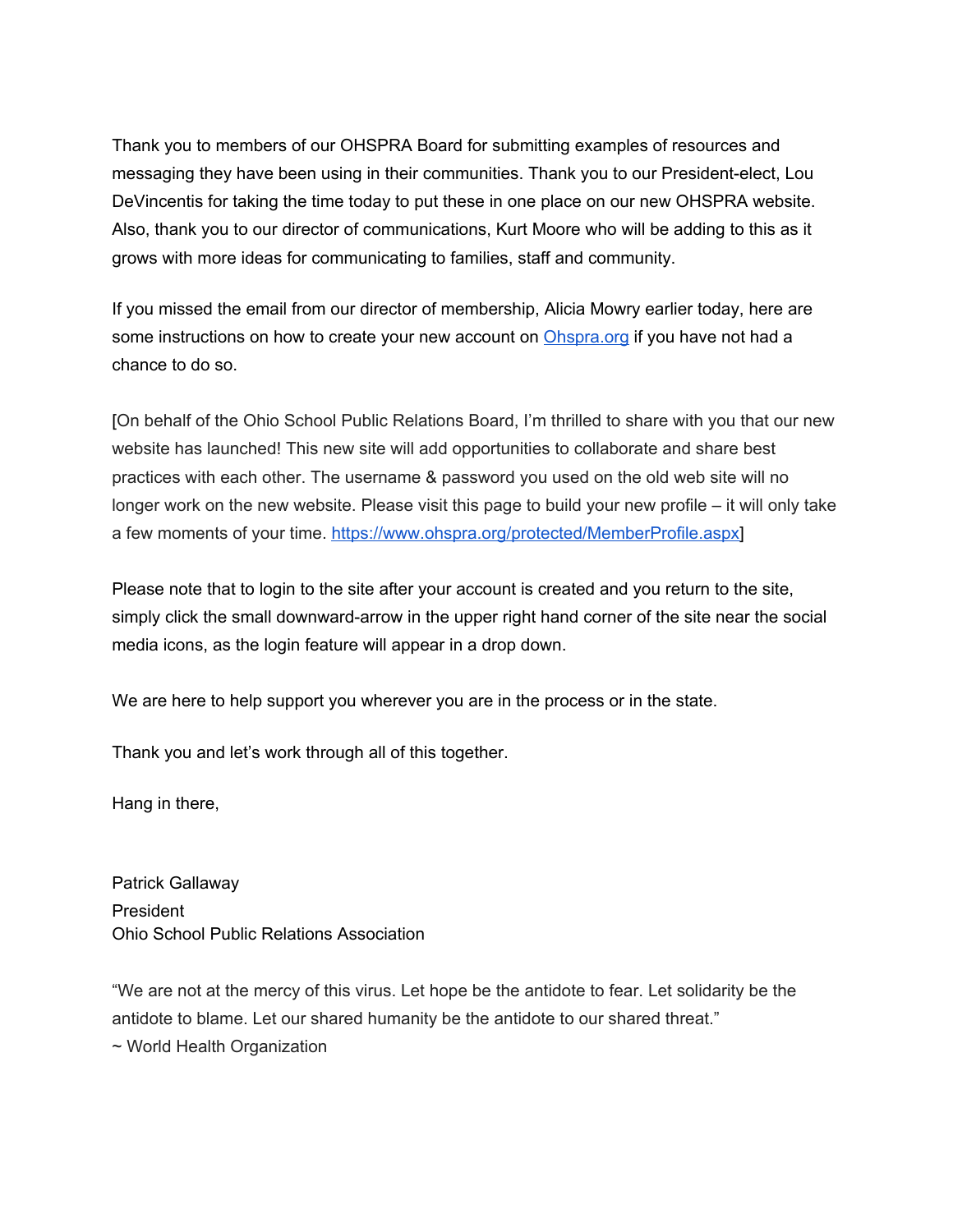Thank you to members of our OHSPRA Board for submitting examples of resources and messaging they have been using in their communities. Thank you to our President-elect, Lou DeVincentis for taking the time today to put these in one place on our new OHSPRA website. Also, thank you to our director of communications, Kurt Moore who will be adding to this as it grows with more ideas for communicating to families, staff and community.

If you missed the email from our director of membership, Alicia Mowry earlier today, here are some instructions on how to create your new account on [Ohspra.org](https://www.ohspra.org) if you have not had a chance to do so.

[On behalf of the Ohio School Public Relations Board, I'm thrilled to share with you that our new website has launched! This new site will add opportunities to collaborate and share best practices with each other. The username & password you used on the old web site will no longer work on the new website. Please visit this page to build your new profile – it will only take a few moments of your time. https://www.ohspra.org/protected/MemberProfile.aspx]

Please note that to login to the site after your account is created and you return to the site, simply click the small downward-arrow in the upper right hand corner of the site near the social media icons, as the login feature will appear in a drop down.

We are here to help support you wherever you are in the process or in the state.

Thank you and let's work through all of this together.

Hang in there,

Patrick Gallaway
President
Ohio School Public Relations Association

"We are not at the mercy of this virus. Let hope be the antidote to fear. Let solidarity be the antidote to blame. Let our shared humanity be the antidote to our shared threat."
~ World Health Organization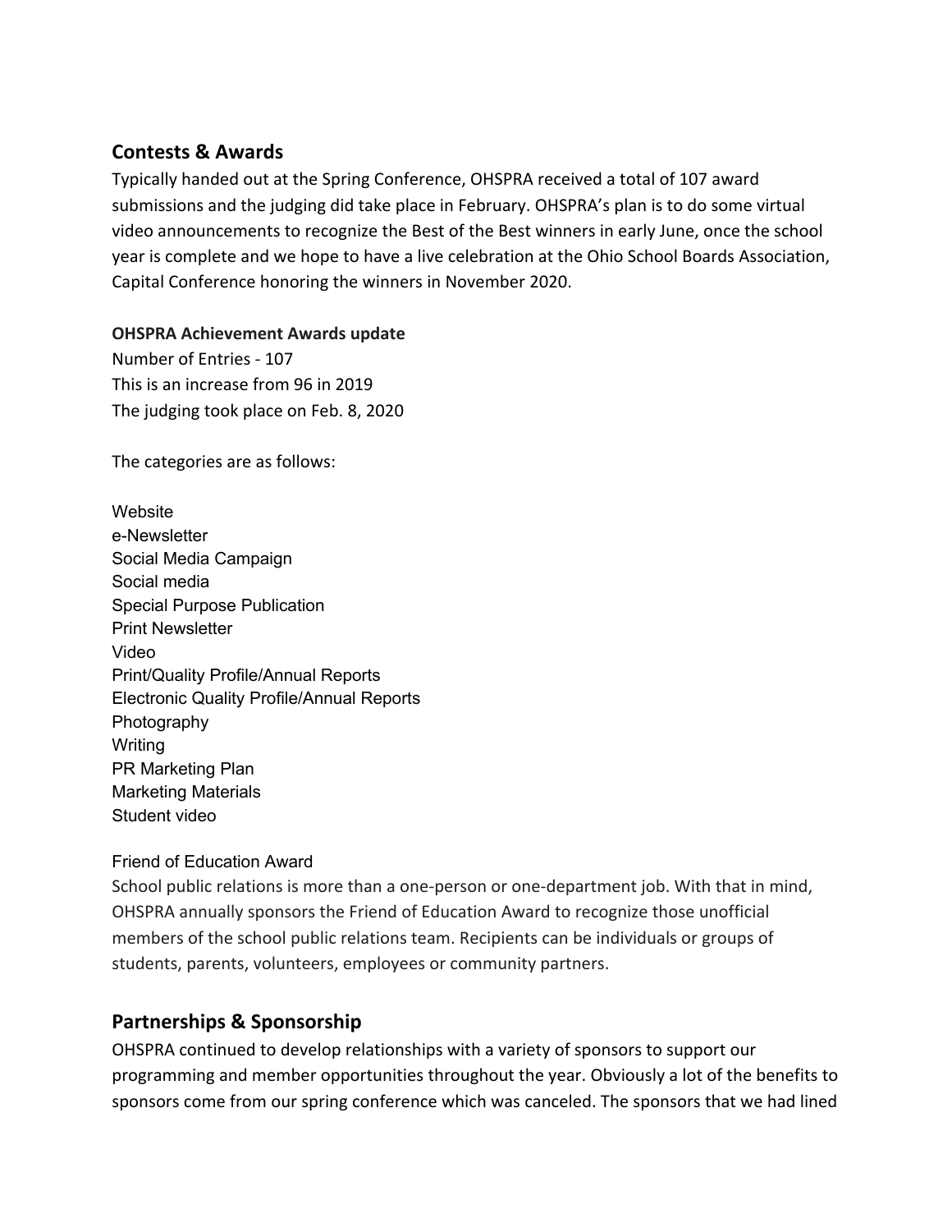## Contests & Awards

Typically handed out at the Spring Conference, OHSPRA received a total of 107 award submissions and the judging did take place in February. OHSPRA's plan is to do some virtual video announcements to recognize the Best of the Best winners in early June, once the school year is complete and we hope to have a live celebration at the Ohio School Boards Association, Capital Conference honoring the winners in November 2020.

**OHSPRA Achievement Awards update**

Number of Entries - 107
This is an increase from 96 in 2019
The judging took place on Feb. 8, 2020

The categories are as follows:

Website
e-Newsletter
Social Media Campaign
Social media
Special Purpose Publication
Print Newsletter
Video
Print/Quality Profile/Annual Reports
Electronic Quality Profile/Annual Reports
Photography
Writing
PR Marketing Plan
Marketing Materials
Student video

Friend of Education Award

School public relations is more than a one-person or one-department job. With that in mind, OHSPRA annually sponsors the Friend of Education Award to recognize those unofficial members of the school public relations team. Recipients can be individuals or groups of students, parents, volunteers, employees or community partners.

## Partnerships & Sponsorship

OHSPRA continued to develop relationships with a variety of sponsors to support our programming and member opportunities throughout the year. Obviously a lot of the benefits to sponsors come from our spring conference which was canceled. The sponsors that we had lined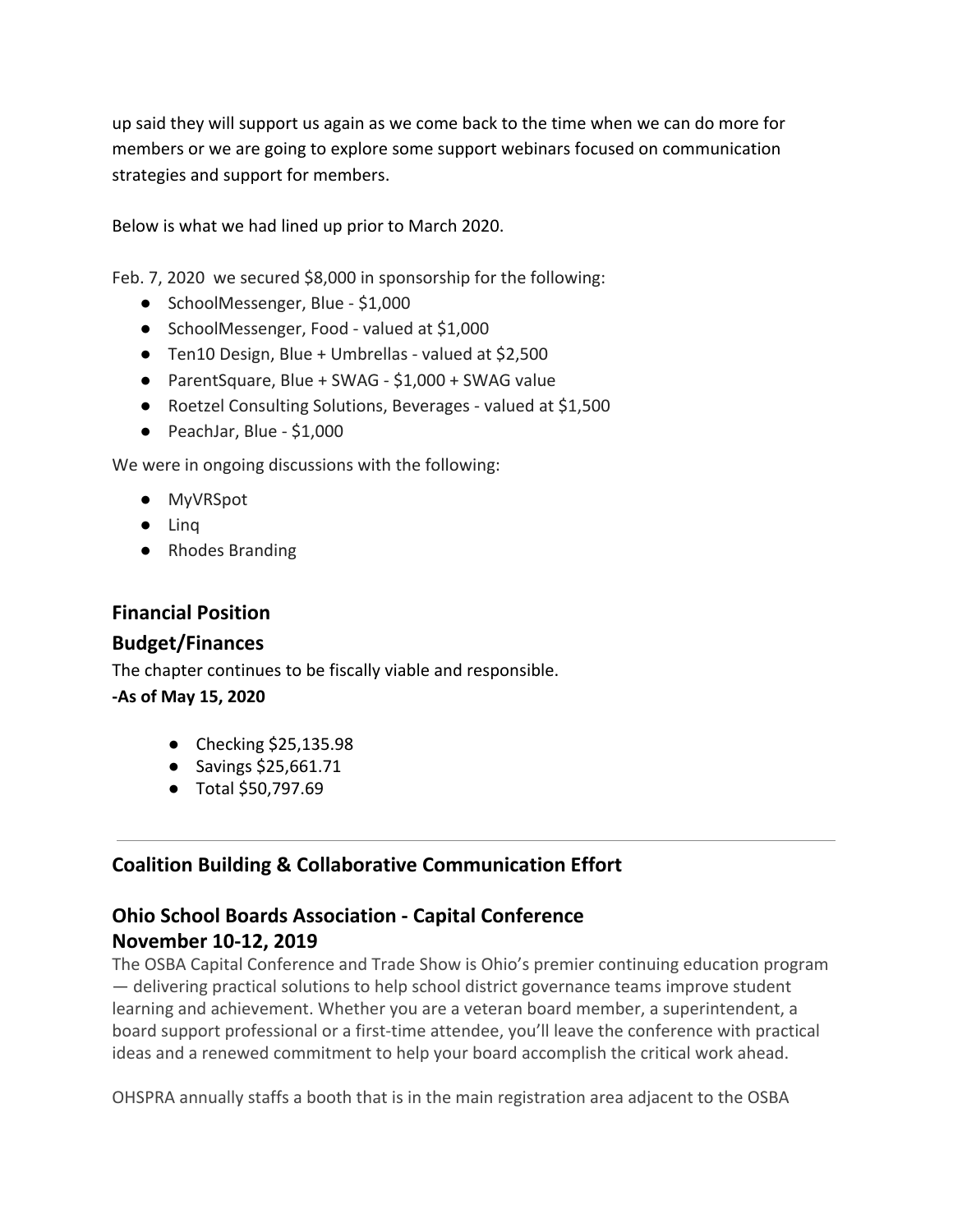up said they will support us again as we come back to the time when we can do more for members or we are going to explore some support webinars focused on communication strategies and support for members.

Below is what we had lined up prior to March 2020.

Feb. 7, 2020 we secured $8,000 in sponsorship for the following:

- SchoolMessenger, Blue - $1,000
- SchoolMessenger, Food - valued at $1,000
- Ten10 Design, Blue + Umbrellas - valued at $2,500
- ParentSquare, Blue + SWAG - $1,000 + SWAG value
- Roetzel Consulting Solutions, Beverages - valued at $1,500
- PeachJar, Blue - $1,000

We were in ongoing discussions with the following:

- MyVRSpot
- Linq
- Rhodes Branding

## Financial Position

## Budget/Finances

The chapter continues to be fiscally viable and responsible.

**-As of May 15, 2020**

- Checking $25,135.98
- Savings $25,661.71
- Total $50,797.69

---

## Coalition Building & Collaborative Communication Effort

## Ohio School Boards Association - Capital Conference November 10-12, 2019

The OSBA Capital Conference and Trade Show is Ohio's premier continuing education program — delivering practical solutions to help school district governance teams improve student learning and achievement. Whether you are a veteran board member, a superintendent, a board support professional or a first-time attendee, you'll leave the conference with practical ideas and a renewed commitment to help your board accomplish the critical work ahead.

OHSPRA annually staffs a booth that is in the main registration area adjacent to the OSBA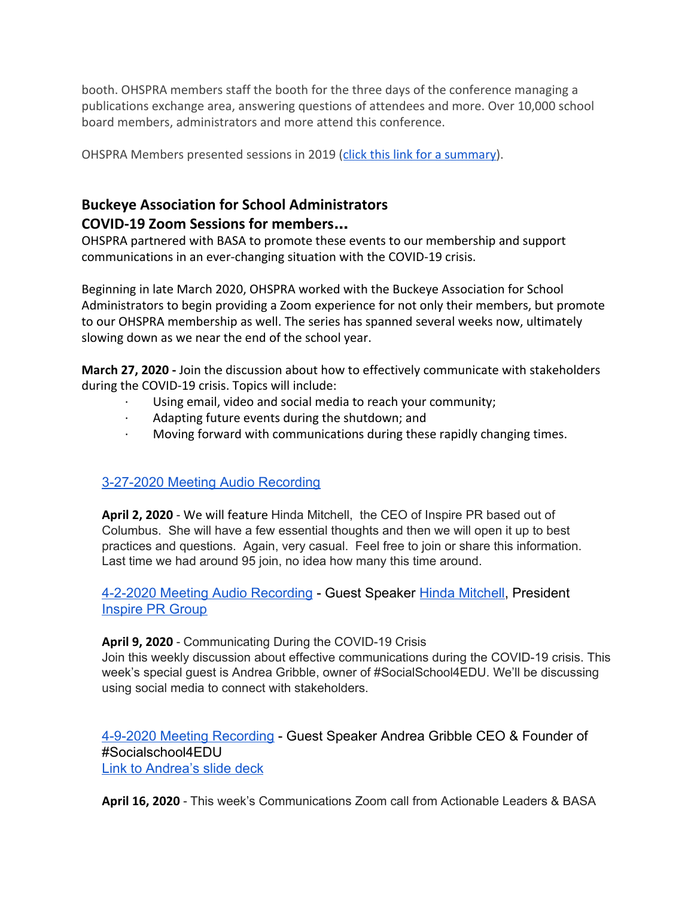booth. OHSPRA members staff the booth for the three days of the conference managing a publications exchange area, answering questions of attendees and more. Over 10,000 school board members, administrators and more attend this conference.

OHSPRA Members presented sessions in 2019 ([click this link for a summary]()).

## Buckeye Association for School Administrators COVID-19 Zoom Sessions for members...

OHSPRA partnered with BASA to promote these events to our membership and support communications in an ever-changing situation with the COVID-19 crisis.

Beginning in late March 2020, OHSPRA worked with the Buckeye Association for School Administrators to begin providing a Zoom experience for not only their members, but promote to our OHSPRA membership as well. The series has spanned several weeks now, ultimately slowing down as we near the end of the school year.

**March 27, 2020 -** Join the discussion about how to effectively communicate with stakeholders during the COVID-19 crisis. Topics will include:

- Using email, video and social media to reach your community;
- Adapting future events during the shutdown; and
- Moving forward with communications during these rapidly changing times.

[3-27-2020 Meeting Audio Recording]()

**April 2, 2020** - We will feature Hinda Mitchell, the CEO of Inspire PR based out of Columbus. She will have a few essential thoughts and then we will open it up to best practices and questions. Again, very casual. Feel free to join or share this information. Last time we had around 95 join, no idea how many this time around.

[4-2-2020 Meeting Audio Recording]() - Guest Speaker [Hinda Mitchell](), President [Inspire PR Group]()

**April 9, 2020** - Communicating During the COVID-19 Crisis
Join this weekly discussion about effective communications during the COVID-19 crisis. This week's special guest is Andrea Gribble, owner of #SocialSchool4EDU. We'll be discussing using social media to connect with stakeholders.

[4-9-2020 Meeting Recording]() - Guest Speaker Andrea Gribble CEO & Founder of #Socialschool4EDU
[Link to Andrea's slide deck]()

**April 16, 2020** - This week's Communications Zoom call from Actionable Leaders & BASA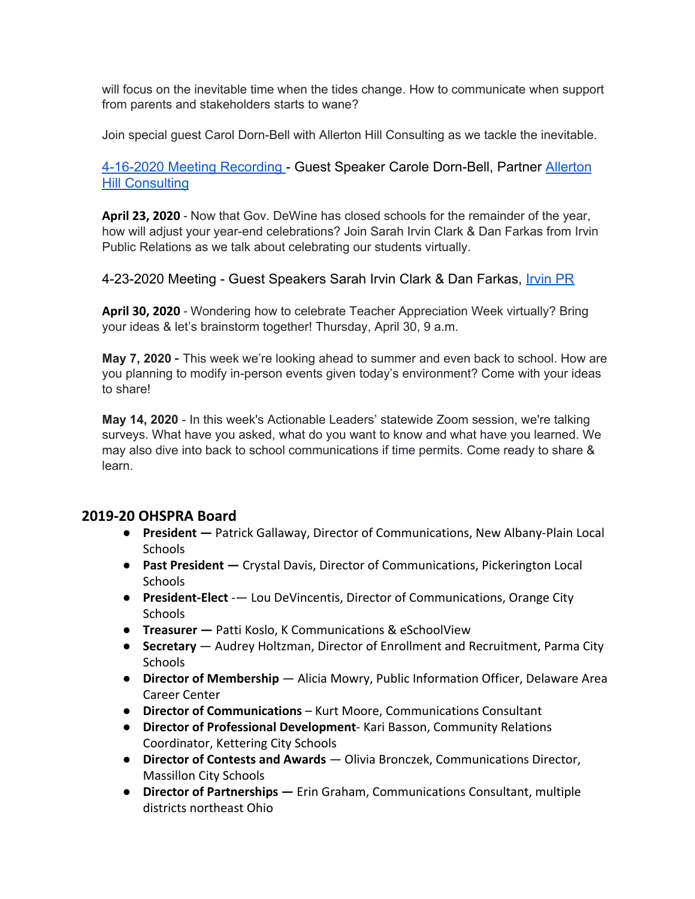will focus on the inevitable time when the tides change. How to communicate when support from parents and stakeholders starts to wane?

Join special guest Carol Dorn-Bell with Allerton Hill Consulting as we tackle the inevitable.

[4-16-2020 Meeting Recording](#) - Guest Speaker Carole Dorn-Bell, Partner [Allerton Hill Consulting](#)

**April 23, 2020** - Now that Gov. DeWine has closed schools for the remainder of the year, how will adjust your year-end celebrations? Join Sarah Irvin Clark & Dan Farkas from Irvin Public Relations as we talk about celebrating our students virtually.

4-23-2020 Meeting - Guest Speakers Sarah Irvin Clark & Dan Farkas, [Irvin PR](#)

**April 30, 2020** - Wondering how to celebrate Teacher Appreciation Week virtually? Bring your ideas & let's brainstorm together! Thursday, April 30, 9 a.m.

**May 7, 2020 -** This week we're looking ahead to summer and even back to school. How are you planning to modify in-person events given today's environment? Come with your ideas to share!

**May 14, 2020** - In this week's Actionable Leaders' statewide Zoom session, we're talking surveys. What have you asked, what do you want to know and what have you learned. We may also dive into back to school communications if time permits. Come ready to share & learn.

## 2019-20 OHSPRA Board

- **President —** Patrick Gallaway, Director of Communications, New Albany-Plain Local Schools
- **Past President —** Crystal Davis, Director of Communications, Pickerington Local Schools
- **President-Elect** -— Lou DeVincentis, Director of Communications, Orange City Schools
- **Treasurer —** Patti Koslo, K Communications & eSchoolView
- **Secretary** — Audrey Holtzman, Director of Enrollment and Recruitment, Parma City Schools
- **Director of Membership** — Alicia Mowry, Public Information Officer, Delaware Area Career Center
- **Director of Communications** – Kurt Moore, Communications Consultant
- **Director of Professional Development**- Kari Basson, Community Relations Coordinator, Kettering City Schools
- **Director of Contests and Awards** — Olivia Bronczek, Communications Director, Massillon City Schools
- **Director of Partnerships —** Erin Graham, Communications Consultant, multiple districts northeast Ohio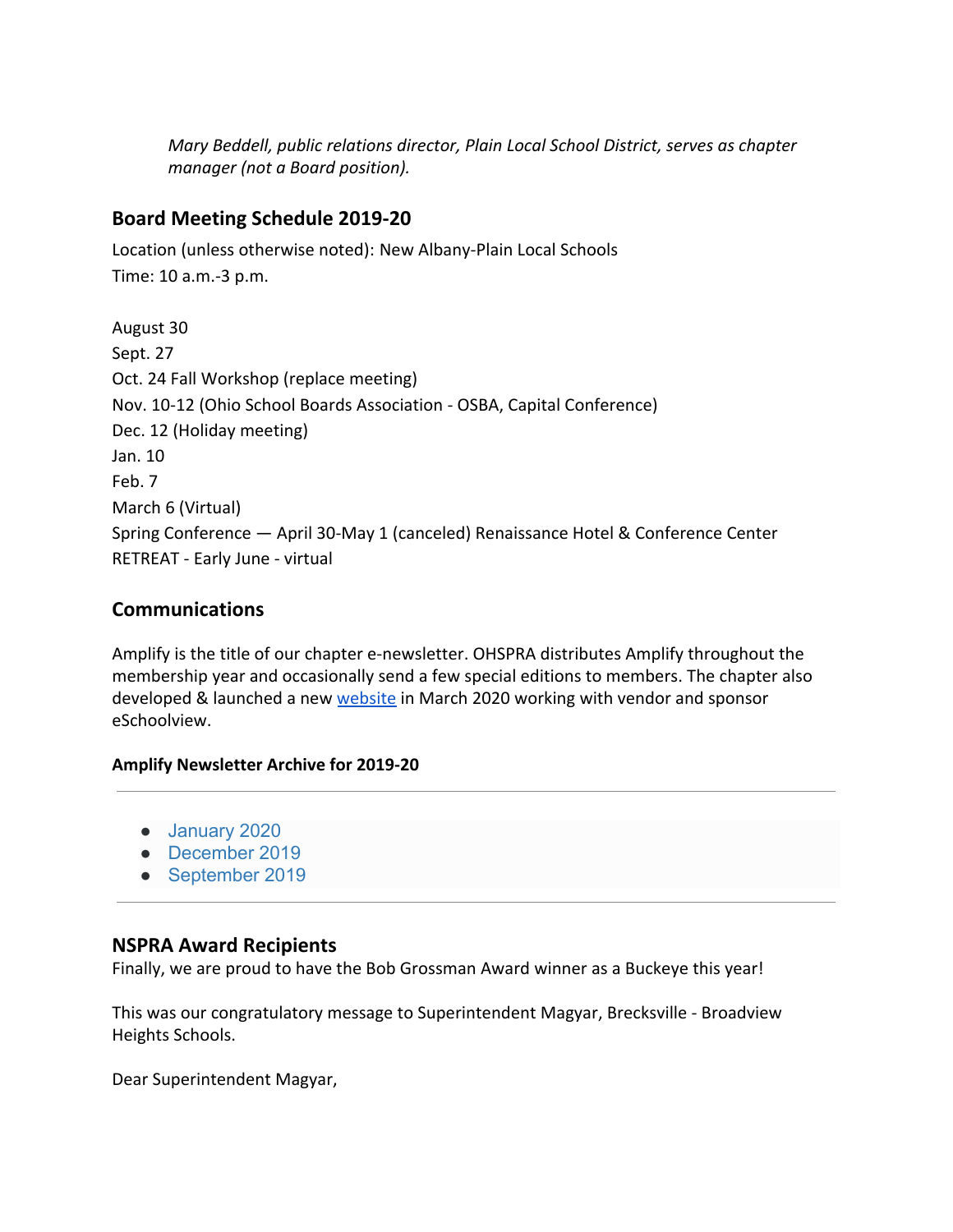*Mary Beddell, public relations director, Plain Local School District, serves as chapter manager (not a Board position).*

## Board Meeting Schedule 2019-20

Location (unless otherwise noted): New Albany-Plain Local Schools
Time: 10 a.m.-3 p.m.

August 30
Sept. 27
Oct. 24 Fall Workshop (replace meeting)
Nov. 10-12 (Ohio School Boards Association - OSBA, Capital Conference)
Dec. 12 (Holiday meeting)
Jan. 10
Feb. 7
March 6 (Virtual)
Spring Conference — April 30-May 1 (canceled) Renaissance Hotel & Conference Center
RETREAT - Early June - virtual

## Communications

Amplify is the title of our chapter e-newsletter. OHSPRA distributes Amplify throughout the membership year and occasionally send a few special editions to members. The chapter also developed & launched a new website in March 2020 working with vendor and sponsor eSchoolview.

### Amplify Newsletter Archive for 2019-20

---

- January 2020
- December 2019
- September 2019

---

## NSPRA Award Recipients

Finally, we are proud to have the Bob Grossman Award winner as a Buckeye this year!

This was our congratulatory message to Superintendent Magyar, Brecksville - Broadview Heights Schools.

Dear Superintendent Magyar,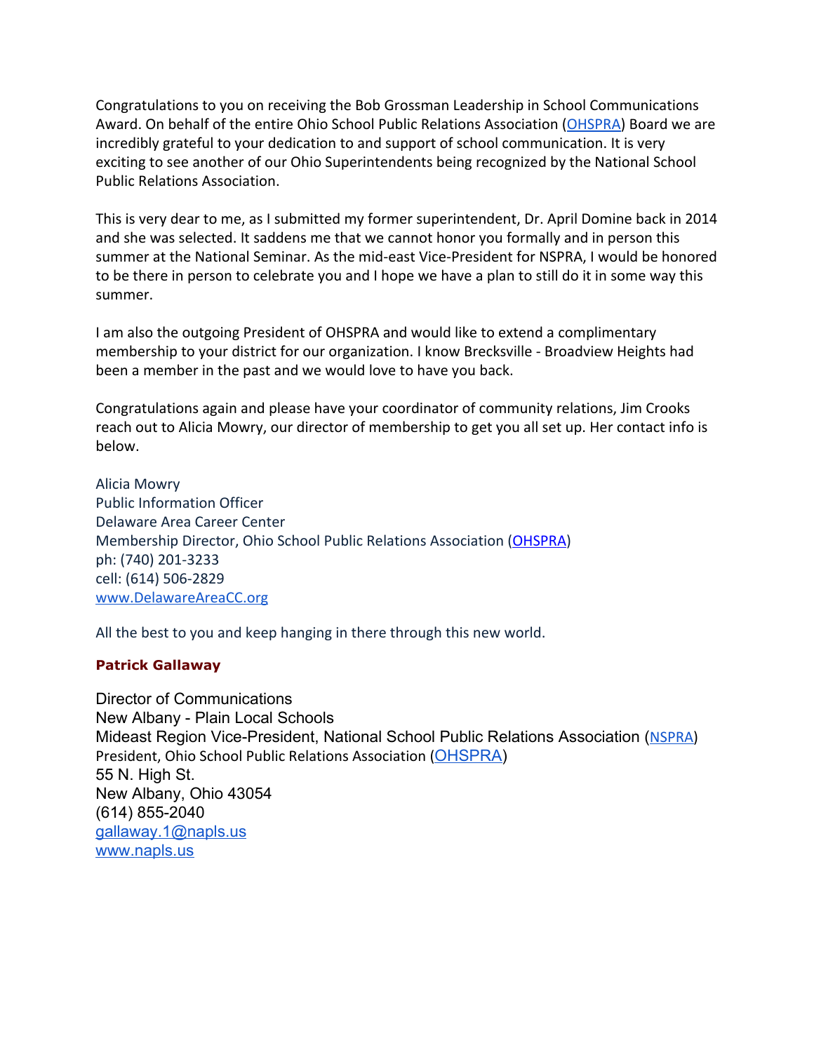Congratulations to you on receiving the Bob Grossman Leadership in School Communications Award. On behalf of the entire Ohio School Public Relations Association (OHSPRA) Board we are incredibly grateful to your dedication to and support of school communication. It is very exciting to see another of our Ohio Superintendents being recognized by the National School Public Relations Association.

This is very dear to me, as I submitted my former superintendent, Dr. April Domine back in 2014 and she was selected. It saddens me that we cannot honor you formally and in person this summer at the National Seminar. As the mid-east Vice-President for NSPRA, I would be honored to be there in person to celebrate you and I hope we have a plan to still do it in some way this summer.

I am also the outgoing President of OHSPRA and would like to extend a complimentary membership to your district for our organization. I know Brecksville - Broadview Heights had been a member in the past and we would love to have you back.

Congratulations again and please have your coordinator of community relations, Jim Crooks reach out to Alicia Mowry, our director of membership to get you all set up. Her contact info is below.

Alicia Mowry
Public Information Officer
Delaware Area Career Center
Membership Director, Ohio School Public Relations Association (OHSPRA)
ph: (740) 201-3233
cell: (614) 506-2829
www.DelawareAreaCC.org

All the best to you and keep hanging in there through this new world.

**Patrick Gallaway**

Director of Communications
New Albany - Plain Local Schools
Mideast Region Vice-President, National School Public Relations Association (NSPRA)
President, Ohio School Public Relations Association (OHSPRA)
55 N. High St.
New Albany, Ohio 43054
(614) 855-2040
gallaway.1@napls.us
www.napls.us